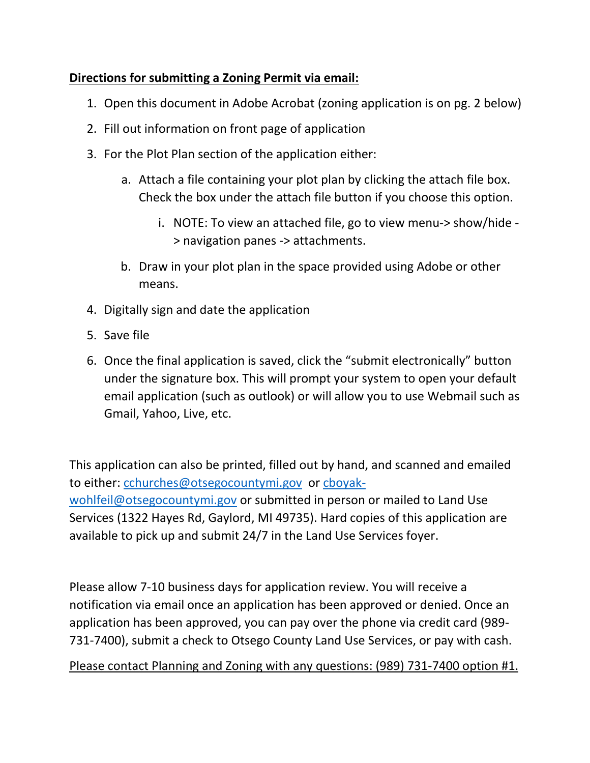**<u>Directions for submitting a Zoning Permit via email:</u>**

1. Open this document in Adobe Acrobat (zoning application is on pg. 2 below)
2. Fill out information on front page of application
3. For the Plot Plan section of the application either:
    a. Attach a file containing your plot plan by clicking the attach file box. Check the box under the attach file button if you choose this option.
        i. NOTE: To view an attached file, go to view menu-> show/hide -> navigation panes -> attachments.
    b. Draw in your plot plan in the space provided using Adobe or other means.
4. Digitally sign and date the application
5. Save file
6. Once the final application is saved, click the "submit electronically" button under the signature box. This will prompt your system to open your default email application (such as outlook) or will allow you to use Webmail such as Gmail, Yahoo, Live, etc.

This application can also be printed, filled out by hand, and scanned and emailed to either: cchurches@otsegocountymi.gov or cboyak-wohlfeil@otsegocountymi.gov or submitted in person or mailed to Land Use Services (1322 Hayes Rd, Gaylord, MI 49735). Hard copies of this application are available to pick up and submit 24/7 in the Land Use Services foyer.

Please allow 7-10 business days for application review. You will receive a notification via email once an application has been approved or denied. Once an application has been approved, you can pay over the phone via credit card (989-731-7400), submit a check to Otsego County Land Use Services, or pay with cash.

<u>Please contact Planning and Zoning with any questions: (989) 731-7400 option #1.</u>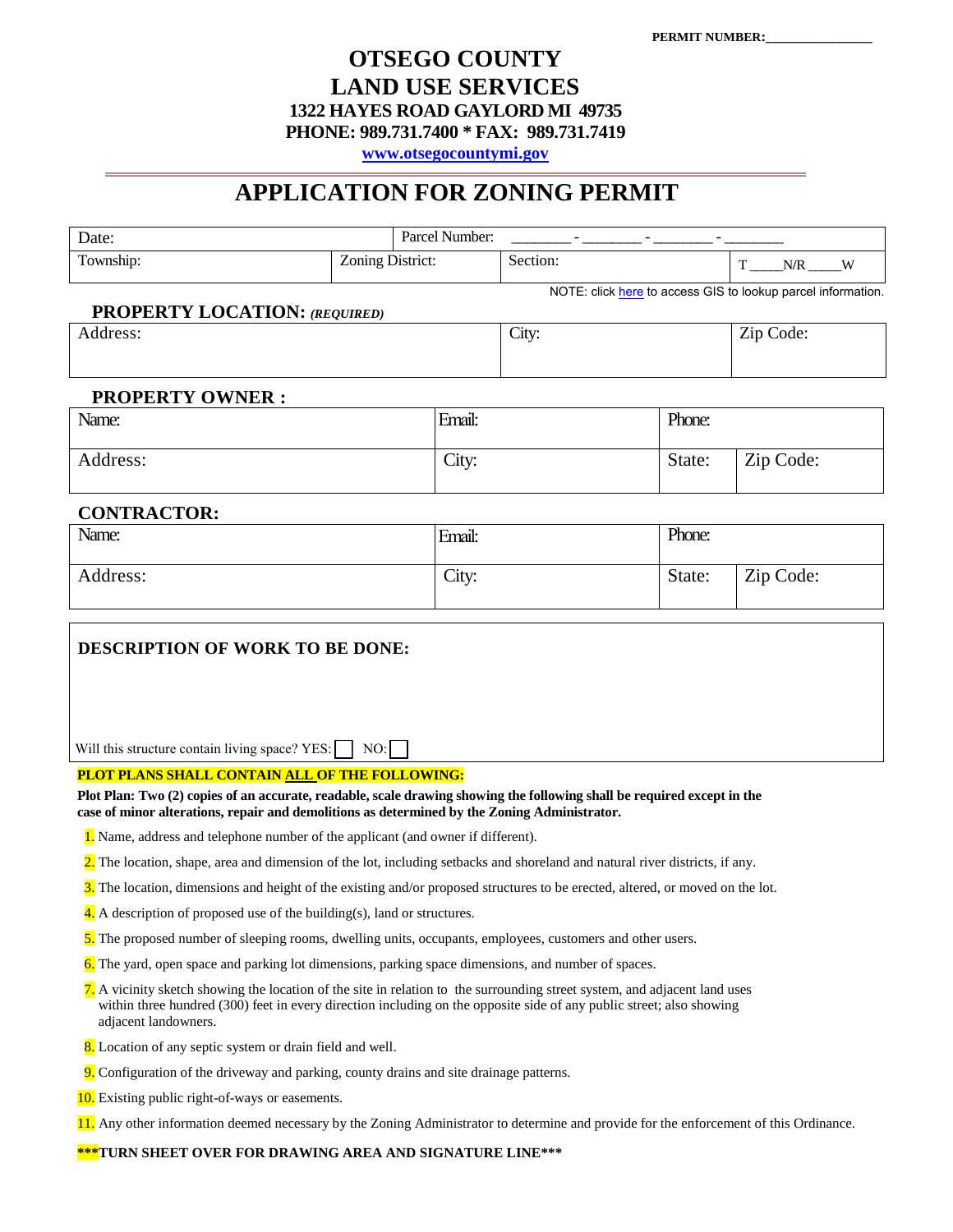PERMIT NUMBER:________________

# OTSEGO COUNTY
# LAND USE SERVICES

**1322 HAYES ROAD GAYLORD MI 49735**
**PHONE: 989.731.7400 * FAX: 989.731.7419**
**www.otsegocountymi.gov**

## APPLICATION FOR ZONING PERMIT

| Date: | | Parcel Number: _______ - _______ - _______ - _______ | |
|---|---|---|---|
| Township: | Zoning District: | Section: | T _____N/R _____W |

NOTE: click here to access GIS to lookup parcel information.

### PROPERTY LOCATION: *(REQUIRED)*

| Address: | City: | Zip Code: |
|---|---|---|

### PROPERTY OWNER :

| Name: | Email: | Phone: | |
|---|---|---|---|
| Address: | City: | State: | Zip Code: |

### CONTRACTOR:

| Name: | Email: | Phone: | |
|---|---|---|---|
| Address: | City: | State: | Zip Code: |

### DESCRIPTION OF WORK TO BE DONE:

Will this structure contain living space? YES: ☐ NO: ☐

**PLOT PLANS SHALL CONTAIN ALL OF THE FOLLOWING:**

**Plot Plan: Two (2) copies of an accurate, readable, scale drawing showing the following shall be required except in the case of minor alterations, repair and demolitions as determined by the Zoning Administrator.**

1. Name, address and telephone number of the applicant (and owner if different).
2. The location, shape, area and dimension of the lot, including setbacks and shoreland and natural river districts, if any.
3. The location, dimensions and height of the existing and/or proposed structures to be erected, altered, or moved on the lot.
4. A description of proposed use of the building(s), land or structures.
5. The proposed number of sleeping rooms, dwelling units, occupants, employees, customers and other users.
6. The yard, open space and parking lot dimensions, parking space dimensions, and number of spaces.
7. A vicinity sketch showing the location of the site in relation to the surrounding street system, and adjacent land uses within three hundred (300) feet in every direction including on the opposite side of any public street; also showing adjacent landowners.
8. Location of any septic system or drain field and well.
9. Configuration of the driveway and parking, county drains and site drainage patterns.
10. Existing public right-of-ways or easements.
11. Any other information deemed necessary by the Zoning Administrator to determine and provide for the enforcement of this Ordinance.

**\*\*\*TURN SHEET OVER FOR DRAWING AREA AND SIGNATURE LINE\*\*\***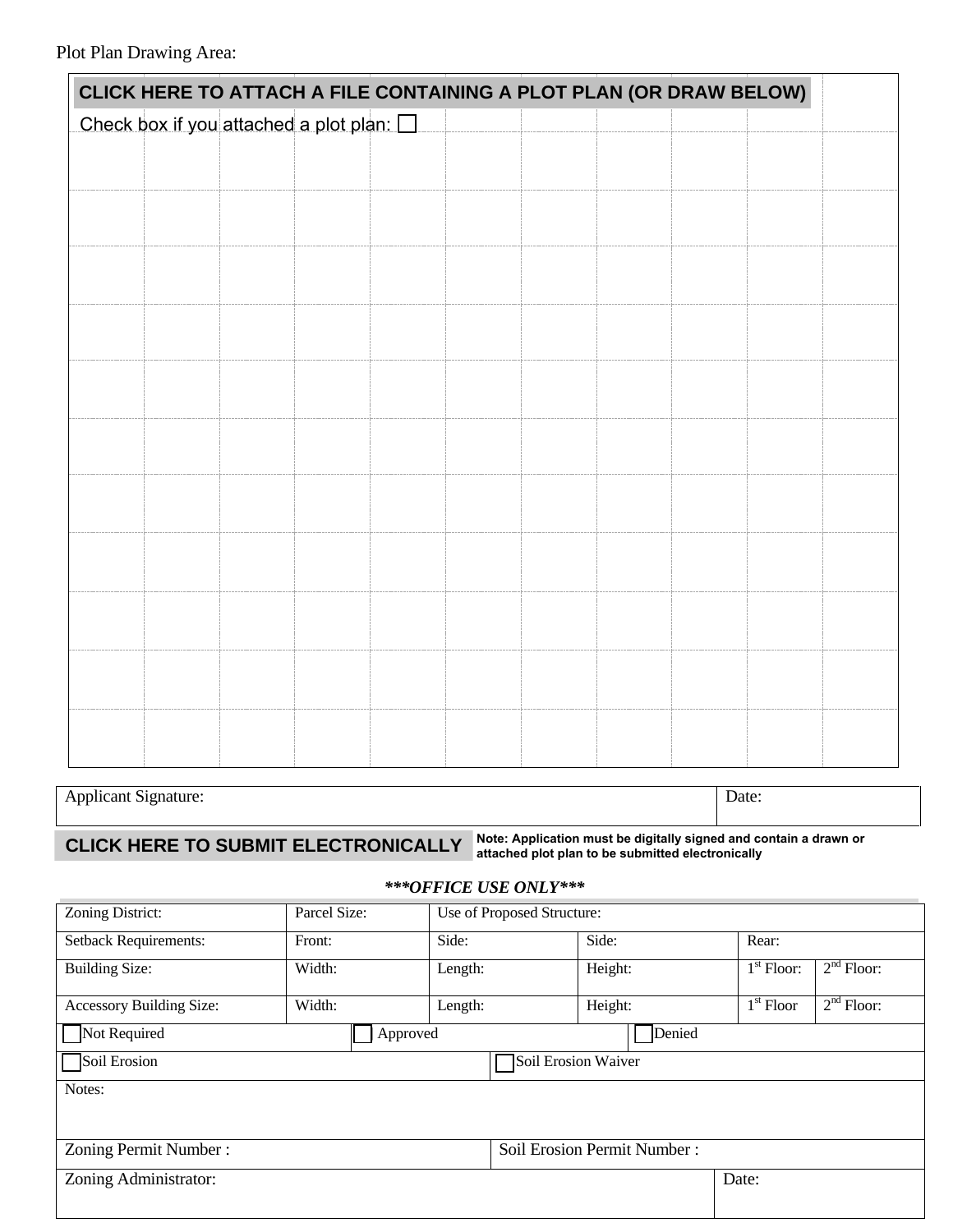Plot Plan Drawing Area:

**CLICK HERE TO ATTACH A FILE CONTAINING A PLOT PLAN (OR DRAW BELOW)**

Check box if you attached a plot plan: ☐

| | |
|---|---|
| Applicant Signature: | Date: |

**CLICK HERE TO SUBMIT ELECTRONICALLY** **Note: Application must be digitally signed and contain a drawn or attached plot plan to be submitted electronically**

***\*\*\*OFFICE USE ONLY\*\*\****

| | | | | | |
|---|---|---|---|---|---|
| Zoning District: | Parcel Size: | Use of Proposed Structure: | | | |
| Setback Requirements: | Front: | Side: | Side: | Rear: | |
| Building Size: | Width: | Length: | Height: | 1st Floor: | 2nd Floor: |
| Accessory Building Size: | Width: | Length: | Height: | 1st Floor | 2nd Floor: |
| ☐ Not Required | ☐ Approved | | ☐ Denied | | |
| ☐ Soil Erosion | | ☐ Soil Erosion Waiver | | | |
| Notes: | | | | | |
| Zoning Permit Number : | | Soil Erosion Permit Number : | | | |
| Zoning Administrator: | | | | Date: | |